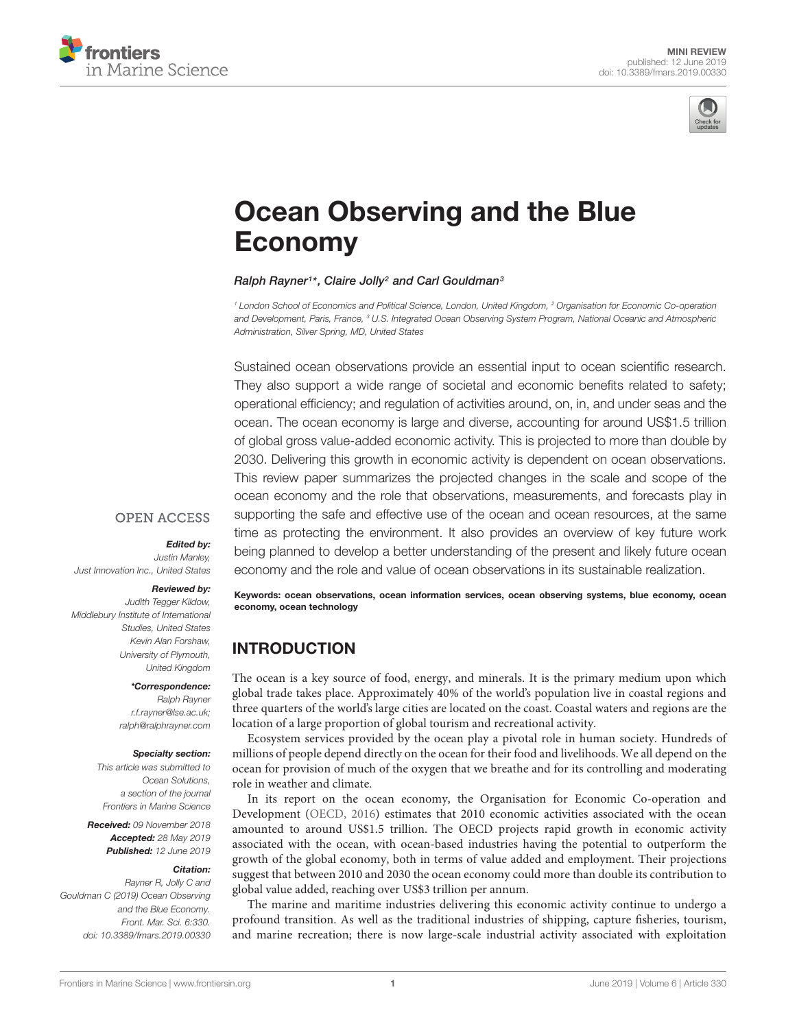MINI REVIEW
published: 12 June 2019
doi: 10.3389/fmars.2019.00330

# Ocean Observing and the Blue Economy

*Ralph Rayner[1]\*, Claire Jolly[2] and Carl Gouldman[3]*

[1] London School of Economics and Political Science, London, United Kingdom, [2] Organisation for Economic Co-operation and Development, Paris, France, [3] U.S. Integrated Ocean Observing System Program, National Oceanic and Atmospheric Administration, Silver Spring, MD, United States

Sustained ocean observations provide an essential input to ocean scientific research. They also support a wide range of societal and economic benefits related to safety; operational efficiency; and regulation of activities around, on, in, and under seas and the ocean. The ocean economy is large and diverse, accounting for around US$1.5 trillion of global gross value-added economic activity. This is projected to more than double by 2030. Delivering this growth in economic activity is dependent on ocean observations. This review paper summarizes the projected changes in the scale and scope of the ocean economy and the role that observations, measurements, and forecasts play in supporting the safe and effective use of the ocean and ocean resources, at the same time as protecting the environment. It also provides an overview of key future work being planned to develop a better understanding of the present and likely future ocean economy and the role and value of ocean observations in its sustainable realization.

**Keywords: ocean observations, ocean information services, ocean observing systems, blue economy, ocean economy, ocean technology**

OPEN ACCESS

***Edited by:***
*Justin Manley, Just Innovation Inc., United States*

***Reviewed by:***
*Judith Tegger Kildow, Middlebury Institute of International Studies, United States*
*Kevin Alan Forshaw, University of Plymouth, United Kingdom*

***\*Correspondence:***
*Ralph Rayner*
*r.f.rayner@lse.ac.uk; ralph@ralphrayner.com*

***Specialty section:***
*This article was submitted to Ocean Solutions, a section of the journal Frontiers in Marine Science*

***Received:*** *09 November 2018*
***Accepted:*** *28 May 2019*
***Published:*** *12 June 2019*

***Citation:***
*Rayner R, Jolly C and Gouldman C (2019) Ocean Observing and the Blue Economy. Front. Mar. Sci. 6:330. doi: 10.3389/fmars.2019.00330*

## INTRODUCTION

The ocean is a key source of food, energy, and minerals. It is the primary medium upon which global trade takes place. Approximately 40% of the world's population live in coastal regions and three quarters of the world's large cities are located on the coast. Coastal waters and regions are the location of a large proportion of global tourism and recreational activity.

Ecosystem services provided by the ocean play a pivotal role in human society. Hundreds of millions of people depend directly on the ocean for their food and livelihoods. We all depend on the ocean for provision of much of the oxygen that we breathe and for its controlling and moderating role in weather and climate.

In its report on the ocean economy, the Organisation for Economic Co-operation and Development (OECD, 2016) estimates that 2010 economic activities associated with the ocean amounted to around US$1.5 trillion. The OECD projects rapid growth in economic activity associated with the ocean, with ocean-based industries having the potential to outperform the growth of the global economy, both in terms of value added and employment. Their projections suggest that between 2010 and 2030 the ocean economy could more than double its contribution to global value added, reaching over US$3 trillion per annum.

The marine and maritime industries delivering this economic activity continue to undergo a profound transition. As well as the traditional industries of shipping, capture fisheries, tourism, and marine recreation; there is now large-scale industrial activity associated with exploitation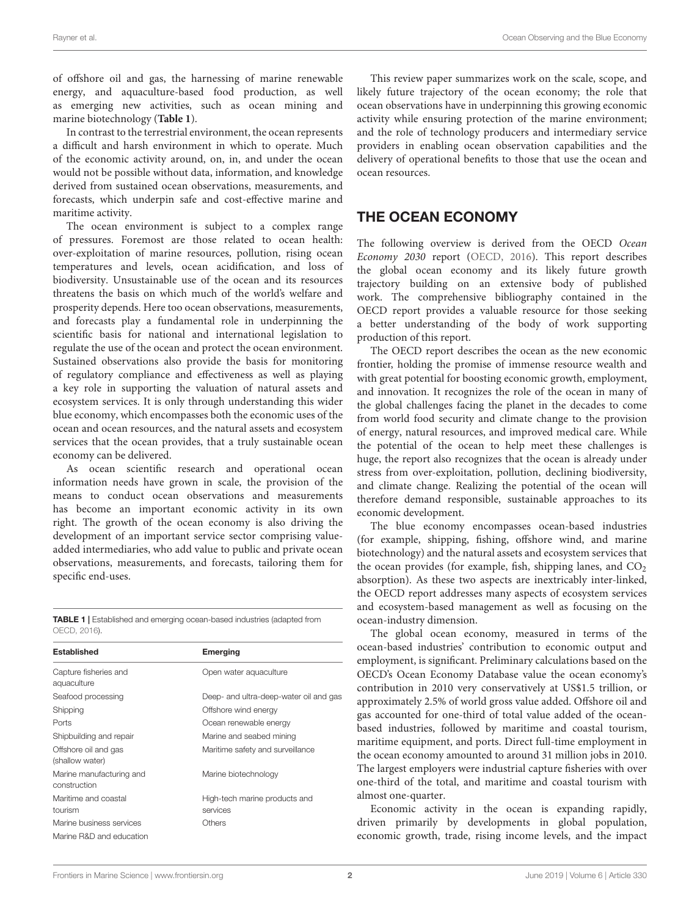of offshore oil and gas, the harnessing of marine renewable energy, and aquaculture-based food production, as well as emerging new activities, such as ocean mining and marine biotechnology (**Table 1**).

In contrast to the terrestrial environment, the ocean represents a difficult and harsh environment in which to operate. Much of the economic activity around, on, in, and under the ocean would not be possible without data, information, and knowledge derived from sustained ocean observations, measurements, and forecasts, which underpin safe and cost-effective marine and maritime activity.

The ocean environment is subject to a complex range of pressures. Foremost are those related to ocean health: over-exploitation of marine resources, pollution, rising ocean temperatures and levels, ocean acidification, and loss of biodiversity. Unsustainable use of the ocean and its resources threatens the basis on which much of the world's welfare and prosperity depends. Here too ocean observations, measurements, and forecasts play a fundamental role in underpinning the scientific basis for national and international legislation to regulate the use of the ocean and protect the ocean environment. Sustained observations also provide the basis for monitoring of regulatory compliance and effectiveness as well as playing a key role in supporting the valuation of natural assets and ecosystem services. It is only through understanding this wider blue economy, which encompasses both the economic uses of the ocean and ocean resources, and the natural assets and ecosystem services that the ocean provides, that a truly sustainable ocean economy can be delivered.

As ocean scientific research and operational ocean information needs have grown in scale, the provision of the means to conduct ocean observations and measurements has become an important economic activity in its own right. The growth of the ocean economy is also driving the development of an important service sector comprising value-added intermediaries, who add value to public and private ocean observations, measurements, and forecasts, tailoring them for specific end-uses.

**TABLE 1** | Established and emerging ocean-based industries (adapted from OECD, 2016).

| Established | Emerging |
|---|---|
| Capture fisheries and aquaculture | Open water aquaculture |
| Seafood processing | Deep- and ultra-deep-water oil and gas |
| Shipping | Offshore wind energy |
| Ports | Ocean renewable energy |
| Shipbuilding and repair | Marine and seabed mining |
| Offshore oil and gas (shallow water) | Maritime safety and surveillance |
| Marine manufacturing and construction | Marine biotechnology |
| Maritime and coastal tourism | High-tech marine products and services |
| Marine business services | Others |
| Marine R&D and education | |

This review paper summarizes work on the scale, scope, and likely future trajectory of the ocean economy; the role that ocean observations have in underpinning this growing economic activity while ensuring protection of the marine environment; and the role of technology producers and intermediary service providers in enabling ocean observation capabilities and the delivery of operational benefits to those that use the ocean and ocean resources.

## THE OCEAN ECONOMY

The following overview is derived from the OECD *Ocean Economy 2030* report (OECD, 2016). This report describes the global ocean economy and its likely future growth trajectory building on an extensive body of published work. The comprehensive bibliography contained in the OECD report provides a valuable resource for those seeking a better understanding of the body of work supporting production of this report.

The OECD report describes the ocean as the new economic frontier, holding the promise of immense resource wealth and with great potential for boosting economic growth, employment, and innovation. It recognizes the role of the ocean in many of the global challenges facing the planet in the decades to come from world food security and climate change to the provision of energy, natural resources, and improved medical care. While the potential of the ocean to help meet these challenges is huge, the report also recognizes that the ocean is already under stress from over-exploitation, pollution, declining biodiversity, and climate change. Realizing the potential of the ocean will therefore demand responsible, sustainable approaches to its economic development.

The blue economy encompasses ocean-based industries (for example, shipping, fishing, offshore wind, and marine biotechnology) and the natural assets and ecosystem services that the ocean provides (for example, fish, shipping lanes, and $CO_2$ absorption). As these two aspects are inextricably inter-linked, the OECD report addresses many aspects of ecosystem services and ecosystem-based management as well as focusing on the ocean-industry dimension.

The global ocean economy, measured in terms of the ocean-based industries' contribution to economic output and employment, is significant. Preliminary calculations based on the OECD's Ocean Economy Database value the ocean economy's contribution in 2010 very conservatively at US$1.5 trillion, or approximately 2.5% of world gross value added. Offshore oil and gas accounted for one-third of total value added of the ocean-based industries, followed by maritime and coastal tourism, maritime equipment, and ports. Direct full-time employment in the ocean economy amounted to around 31 million jobs in 2010. The largest employers were industrial capture fisheries with over one-third of the total, and maritime and coastal tourism with almost one-quarter.

Economic activity in the ocean is expanding rapidly, driven primarily by developments in global population, economic growth, trade, rising income levels, and the impact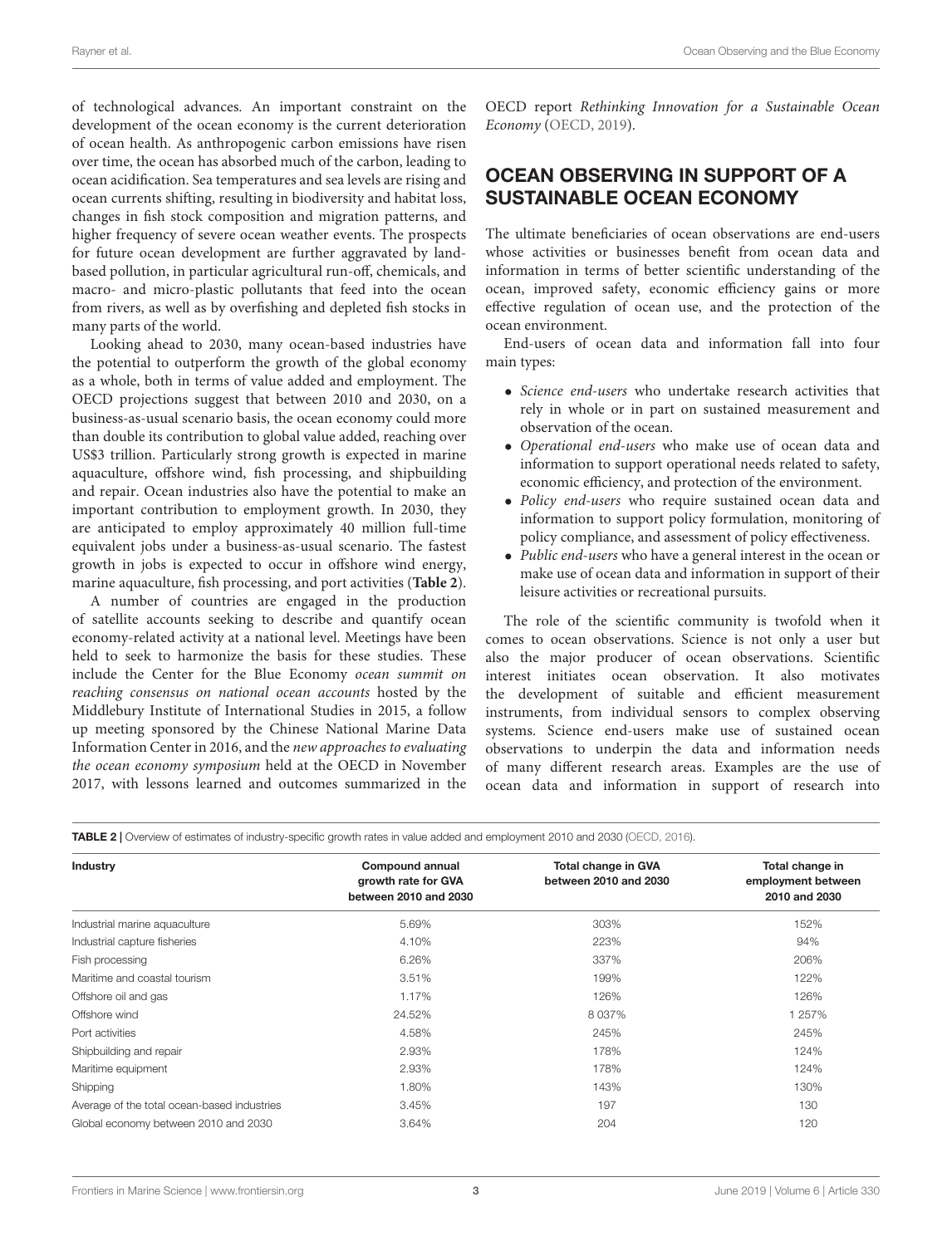of technological advances. An important constraint on the development of the ocean economy is the current deterioration of ocean health. As anthropogenic carbon emissions have risen over time, the ocean has absorbed much of the carbon, leading to ocean acidification. Sea temperatures and sea levels are rising and ocean currents shifting, resulting in biodiversity and habitat loss, changes in fish stock composition and migration patterns, and higher frequency of severe ocean weather events. The prospects for future ocean development are further aggravated by land-based pollution, in particular agricultural run-off, chemicals, and macro- and micro-plastic pollutants that feed into the ocean from rivers, as well as by overfishing and depleted fish stocks in many parts of the world.

Looking ahead to 2030, many ocean-based industries have the potential to outperform the growth of the global economy as a whole, both in terms of value added and employment. The OECD projections suggest that between 2010 and 2030, on a business-as-usual scenario basis, the ocean economy could more than double its contribution to global value added, reaching over US$3 trillion. Particularly strong growth is expected in marine aquaculture, offshore wind, fish processing, and shipbuilding and repair. Ocean industries also have the potential to make an important contribution to employment growth. In 2030, they are anticipated to employ approximately 40 million full-time equivalent jobs under a business-as-usual scenario. The fastest growth in jobs is expected to occur in offshore wind energy, marine aquaculture, fish processing, and port activities (**Table 2**).

A number of countries are engaged in the production of satellite accounts seeking to describe and quantify ocean economy-related activity at a national level. Meetings have been held to seek to harmonize the basis for these studies. These include the Center for the Blue Economy *ocean summit on reaching consensus on national ocean accounts* hosted by the Middlebury Institute of International Studies in 2015, a follow up meeting sponsored by the Chinese National Marine Data Information Center in 2016, and the *new approaches to evaluating the ocean economy symposium* held at the OECD in November 2017, with lessons learned and outcomes summarized in the OECD report *Rethinking Innovation for a Sustainable Ocean Economy* (OECD, 2019).

## OCEAN OBSERVING IN SUPPORT OF A SUSTAINABLE OCEAN ECONOMY

The ultimate beneficiaries of ocean observations are end-users whose activities or businesses benefit from ocean data and information in terms of better scientific understanding of the ocean, improved safety, economic efficiency gains or more effective regulation of ocean use, and the protection of the ocean environment.

End-users of ocean data and information fall into four main types:

- *Science end-users* who undertake research activities that rely in whole or in part on sustained measurement and observation of the ocean.
- *Operational end-users* who make use of ocean data and information to support operational needs related to safety, economic efficiency, and protection of the environment.
- *Policy end-users* who require sustained ocean data and information to support policy formulation, monitoring of policy compliance, and assessment of policy effectiveness.
- *Public end-users* who have a general interest in the ocean or make use of ocean data and information in support of their leisure activities or recreational pursuits.

The role of the scientific community is twofold when it comes to ocean observations. Science is not only a user but also the major producer of ocean observations. Scientific interest initiates ocean observation. It also motivates the development of suitable and efficient measurement instruments, from individual sensors to complex observing systems. Science end-users make use of sustained ocean observations to underpin the data and information needs of many different research areas. Examples are the use of ocean data and information in support of research into

**TABLE 2** | Overview of estimates of industry-specific growth rates in value added and employment 2010 and 2030 (OECD, 2016).

| Industry | Compound annual growth rate for GVA between 2010 and 2030 | Total change in GVA between 2010 and 2030 | Total change in employment between 2010 and 2030 |
|---|---|---|---|
| Industrial marine aquaculture | 5.69% | 303% | 152% |
| Industrial capture fisheries | 4.10% | 223% | 94% |
| Fish processing | 6.26% | 337% | 206% |
| Maritime and coastal tourism | 3.51% | 199% | 122% |
| Offshore oil and gas | 1.17% | 126% | 126% |
| Offshore wind | 24.52% | 8 037% | 1 257% |
| Port activities | 4.58% | 245% | 245% |
| Shipbuilding and repair | 2.93% | 178% | 124% |
| Maritime equipment | 2.93% | 178% | 124% |
| Shipping | 1.80% | 143% | 130% |
| Average of the total ocean-based industries | 3.45% | 197 | 130 |
| Global economy between 2010 and 2030 | 3.64% | 204 | 120 |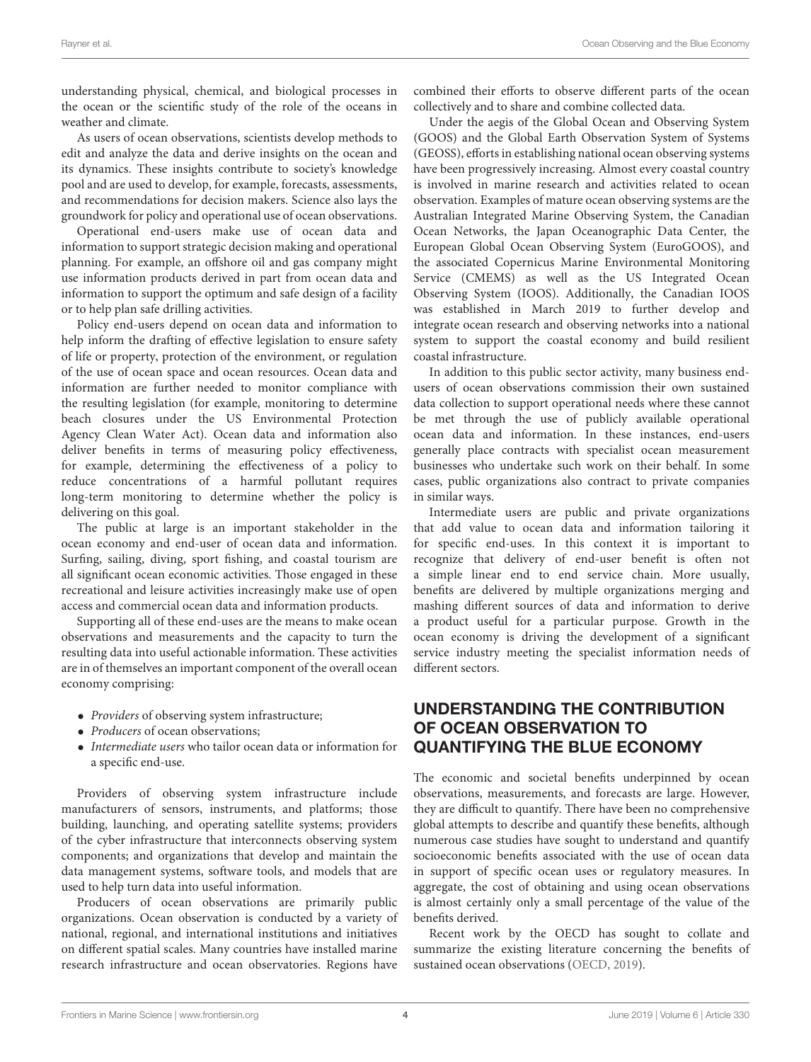understanding physical, chemical, and biological processes in the ocean or the scientific study of the role of the oceans in weather and climate.

As users of ocean observations, scientists develop methods to edit and analyze the data and derive insights on the ocean and its dynamics. These insights contribute to society's knowledge pool and are used to develop, for example, forecasts, assessments, and recommendations for decision makers. Science also lays the groundwork for policy and operational use of ocean observations.

Operational end-users make use of ocean data and information to support strategic decision making and operational planning. For example, an offshore oil and gas company might use information products derived in part from ocean data and information to support the optimum and safe design of a facility or to help plan safe drilling activities.

Policy end-users depend on ocean data and information to help inform the drafting of effective legislation to ensure safety of life or property, protection of the environment, or regulation of the use of ocean space and ocean resources. Ocean data and information are further needed to monitor compliance with the resulting legislation (for example, monitoring to determine beach closures under the US Environmental Protection Agency Clean Water Act). Ocean data and information also deliver benefits in terms of measuring policy effectiveness, for example, determining the effectiveness of a policy to reduce concentrations of a harmful pollutant requires long-term monitoring to determine whether the policy is delivering on this goal.

The public at large is an important stakeholder in the ocean economy and end-user of ocean data and information. Surfing, sailing, diving, sport fishing, and coastal tourism are all significant ocean economic activities. Those engaged in these recreational and leisure activities increasingly make use of open access and commercial ocean data and information products.

Supporting all of these end-uses are the means to make ocean observations and measurements and the capacity to turn the resulting data into useful actionable information. These activities are in of themselves an important component of the overall ocean economy comprising:

- *Providers* of observing system infrastructure;
- *Producers* of ocean observations;
- *Intermediate users* who tailor ocean data or information for a specific end-use.

Providers of observing system infrastructure include manufacturers of sensors, instruments, and platforms; those building, launching, and operating satellite systems; providers of the cyber infrastructure that interconnects observing system components; and organizations that develop and maintain the data management systems, software tools, and models that are used to help turn data into useful information.

Producers of ocean observations are primarily public organizations. Ocean observation is conducted by a variety of national, regional, and international institutions and initiatives on different spatial scales. Many countries have installed marine research infrastructure and ocean observatories. Regions have combined their efforts to observe different parts of the ocean collectively and to share and combine collected data.

Under the aegis of the Global Ocean and Observing System (GOOS) and the Global Earth Observation System of Systems (GEOSS), efforts in establishing national ocean observing systems have been progressively increasing. Almost every coastal country is involved in marine research and activities related to ocean observation. Examples of mature ocean observing systems are the Australian Integrated Marine Observing System, the Canadian Ocean Networks, the Japan Oceanographic Data Center, the European Global Ocean Observing System (EuroGOOS), and the associated Copernicus Marine Environmental Monitoring Service (CMEMS) as well as the US Integrated Ocean Observing System (IOOS). Additionally, the Canadian IOOS was established in March 2019 to further develop and integrate ocean research and observing networks into a national system to support the coastal economy and build resilient coastal infrastructure.

In addition to this public sector activity, many business end-users of ocean observations commission their own sustained data collection to support operational needs where these cannot be met through the use of publicly available operational ocean data and information. In these instances, end-users generally place contracts with specialist ocean measurement businesses who undertake such work on their behalf. In some cases, public organizations also contract to private companies in similar ways.

Intermediate users are public and private organizations that add value to ocean data and information tailoring it for specific end-uses. In this context it is important to recognize that delivery of end-user benefit is often not a simple linear end to end service chain. More usually, benefits are delivered by multiple organizations merging and mashing different sources of data and information to derive a product useful for a particular purpose. Growth in the ocean economy is driving the development of a significant service industry meeting the specialist information needs of different sectors.

## UNDERSTANDING THE CONTRIBUTION OF OCEAN OBSERVATION TO QUANTIFYING THE BLUE ECONOMY

The economic and societal benefits underpinned by ocean observations, measurements, and forecasts are large. However, they are difficult to quantify. There have been no comprehensive global attempts to describe and quantify these benefits, although numerous case studies have sought to understand and quantify socioeconomic benefits associated with the use of ocean data in support of specific ocean uses or regulatory measures. In aggregate, the cost of obtaining and using ocean observations is almost certainly only a small percentage of the value of the benefits derived.

Recent work by the OECD has sought to collate and summarize the existing literature concerning the benefits of sustained ocean observations (OECD, 2019).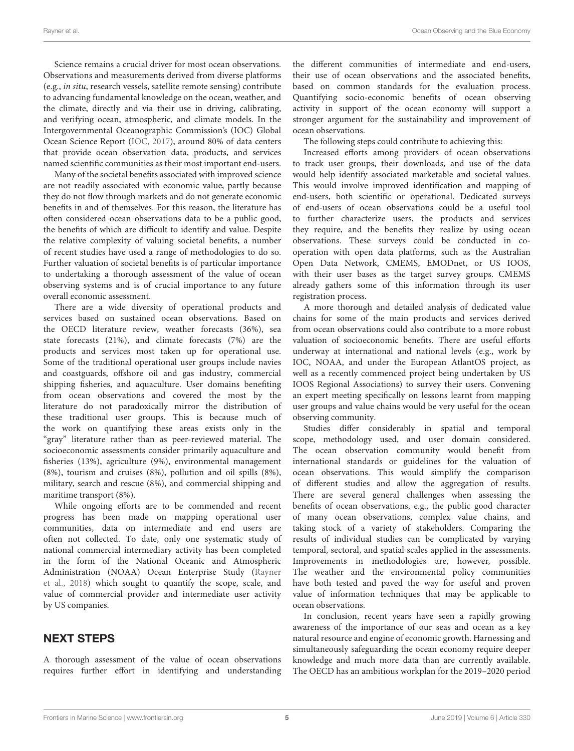Science remains a crucial driver for most ocean observations. Observations and measurements derived from diverse platforms (e.g., *in situ*, research vessels, satellite remote sensing) contribute to advancing fundamental knowledge on the ocean, weather, and the climate, directly and via their use in driving, calibrating, and verifying ocean, atmospheric, and climate models. In the Intergovernmental Oceanographic Commission's (IOC) Global Ocean Science Report (IOC, 2017), around 80% of data centers that provide ocean observation data, products, and services named scientific communities as their most important end-users.

Many of the societal benefits associated with improved science are not readily associated with economic value, partly because they do not flow through markets and do not generate economic benefits in and of themselves. For this reason, the literature has often considered ocean observations data to be a public good, the benefits of which are difficult to identify and value. Despite the relative complexity of valuing societal benefits, a number of recent studies have used a range of methodologies to do so. Further valuation of societal benefits is of particular importance to undertaking a thorough assessment of the value of ocean observing systems and is of crucial importance to any future overall economic assessment.

There are a wide diversity of operational products and services based on sustained ocean observations. Based on the OECD literature review, weather forecasts (36%), sea state forecasts (21%), and climate forecasts (7%) are the products and services most taken up for operational use. Some of the traditional operational user groups include navies and coastguards, offshore oil and gas industry, commercial shipping fisheries, and aquaculture. User domains benefiting from ocean observations and covered the most by the literature do not paradoxically mirror the distribution of these traditional user groups. This is because much of the work on quantifying these areas exists only in the "gray" literature rather than as peer-reviewed material. The socioeconomic assessments consider primarily aquaculture and fisheries (13%), agriculture (9%), environmental management (8%), tourism and cruises (8%), pollution and oil spills (8%), military, search and rescue (8%), and commercial shipping and maritime transport (8%).

While ongoing efforts are to be commended and recent progress has been made on mapping operational user communities, data on intermediate and end users are often not collected. To date, only one systematic study of national commercial intermediary activity has been completed in the form of the National Oceanic and Atmospheric Administration (NOAA) Ocean Enterprise Study (Rayner et al., 2018) which sought to quantify the scope, scale, and value of commercial provider and intermediate user activity by US companies.

## NEXT STEPS

A thorough assessment of the value of ocean observations requires further effort in identifying and understanding the different communities of intermediate and end-users, their use of ocean observations and the associated benefits, based on common standards for the evaluation process. Quantifying socio-economic benefits of ocean observing activity in support of the ocean economy will support a stronger argument for the sustainability and improvement of ocean observations.

The following steps could contribute to achieving this:

Increased efforts among providers of ocean observations to track user groups, their downloads, and use of the data would help identify associated marketable and societal values. This would involve improved identification and mapping of end-users, both scientific or operational. Dedicated surveys of end-users of ocean observations could be a useful tool to further characterize users, the products and services they require, and the benefits they realize by using ocean observations. These surveys could be conducted in co-operation with open data platforms, such as the Australian Open Data Network, CMEMS, EMODnet, or US IOOS, with their user bases as the target survey groups. CMEMS already gathers some of this information through its user registration process.

A more thorough and detailed analysis of dedicated value chains for some of the main products and services derived from ocean observations could also contribute to a more robust valuation of socioeconomic benefits. There are useful efforts underway at international and national levels (e.g., work by IOC, NOAA, and under the European AtlantOS project, as well as a recently commenced project being undertaken by US IOOS Regional Associations) to survey their users. Convening an expert meeting specifically on lessons learnt from mapping user groups and value chains would be very useful for the ocean observing community.

Studies differ considerably in spatial and temporal scope, methodology used, and user domain considered. The ocean observation community would benefit from international standards or guidelines for the valuation of ocean observations. This would simplify the comparison of different studies and allow the aggregation of results. There are several general challenges when assessing the benefits of ocean observations, e.g., the public good character of many ocean observations, complex value chains, and taking stock of a variety of stakeholders. Comparing the results of individual studies can be complicated by varying temporal, sectoral, and spatial scales applied in the assessments. Improvements in methodologies are, however, possible. The weather and the environmental policy communities have both tested and paved the way for useful and proven value of information techniques that may be applicable to ocean observations.

In conclusion, recent years have seen a rapidly growing awareness of the importance of our seas and ocean as a key natural resource and engine of economic growth. Harnessing and simultaneously safeguarding the ocean economy require deeper knowledge and much more data than are currently available. The OECD has an ambitious workplan for the 2019–2020 period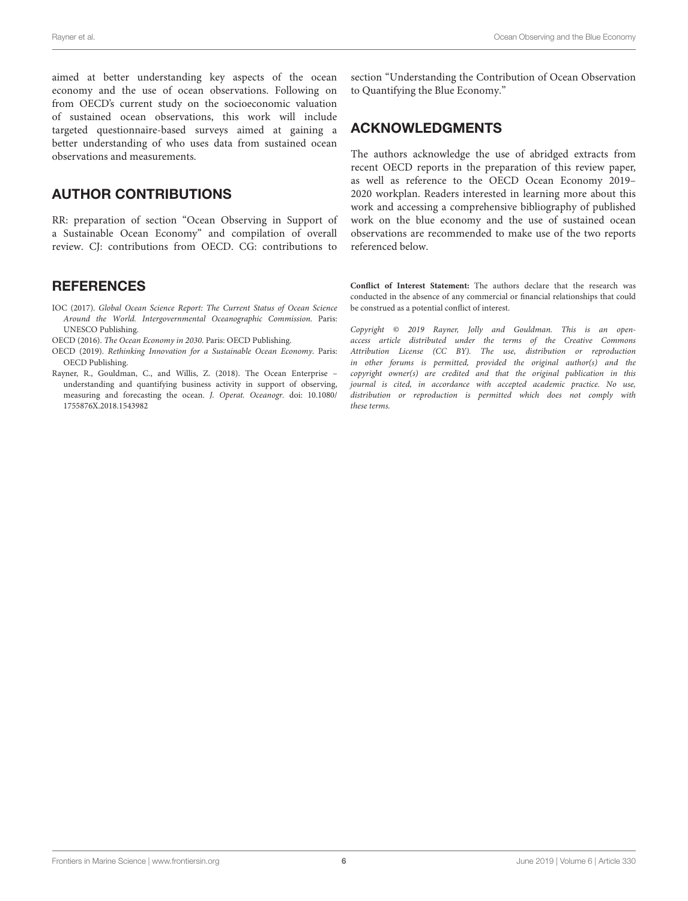aimed at better understanding key aspects of the ocean economy and the use of ocean observations. Following on from OECD's current study on the socioeconomic valuation of sustained ocean observations, this work will include targeted questionnaire-based surveys aimed at gaining a better understanding of who uses data from sustained ocean observations and measurements.

## AUTHOR CONTRIBUTIONS

RR: preparation of section "Ocean Observing in Support of a Sustainable Ocean Economy" and compilation of overall review. CJ: contributions from OECD. CG: contributions to section "Understanding the Contribution of Ocean Observation to Quantifying the Blue Economy."

## ACKNOWLEDGMENTS

The authors acknowledge the use of abridged extracts from recent OECD reports in the preparation of this review paper, as well as reference to the OECD Ocean Economy 2019–2020 workplan. Readers interested in learning more about this work and accessing a comprehensive bibliography of published work on the blue economy and the use of sustained ocean observations are recommended to make use of the two reports referenced below.

## REFERENCES

IOC (2017). *Global Ocean Science Report: The Current Status of Ocean Science Around the World. Intergovernmental Oceanographic Commission.* Paris: UNESCO Publishing.

OECD (2016). *The Ocean Economy in 2030.* Paris: OECD Publishing.

OECD (2019). *Rethinking Innovation for a Sustainable Ocean Economy.* Paris: OECD Publishing.

Rayner, R., Gouldman, C., and Willis, Z. (2018). The Ocean Enterprise – understanding and quantifying business activity in support of observing, measuring and forecasting the ocean. *J. Operat. Oceanogr.* doi: 10.1080/1755876X.2018.1543982

**Conflict of Interest Statement:** The authors declare that the research was conducted in the absence of any commercial or financial relationships that could be construed as a potential conflict of interest.

*Copyright © 2019 Rayner, Jolly and Gouldman. This is an open-access article distributed under the terms of the Creative Commons Attribution License (CC BY). The use, distribution or reproduction in other forums is permitted, provided the original author(s) and the copyright owner(s) are credited and that the original publication in this journal is cited, in accordance with accepted academic practice. No use, distribution or reproduction is permitted which does not comply with these terms.*